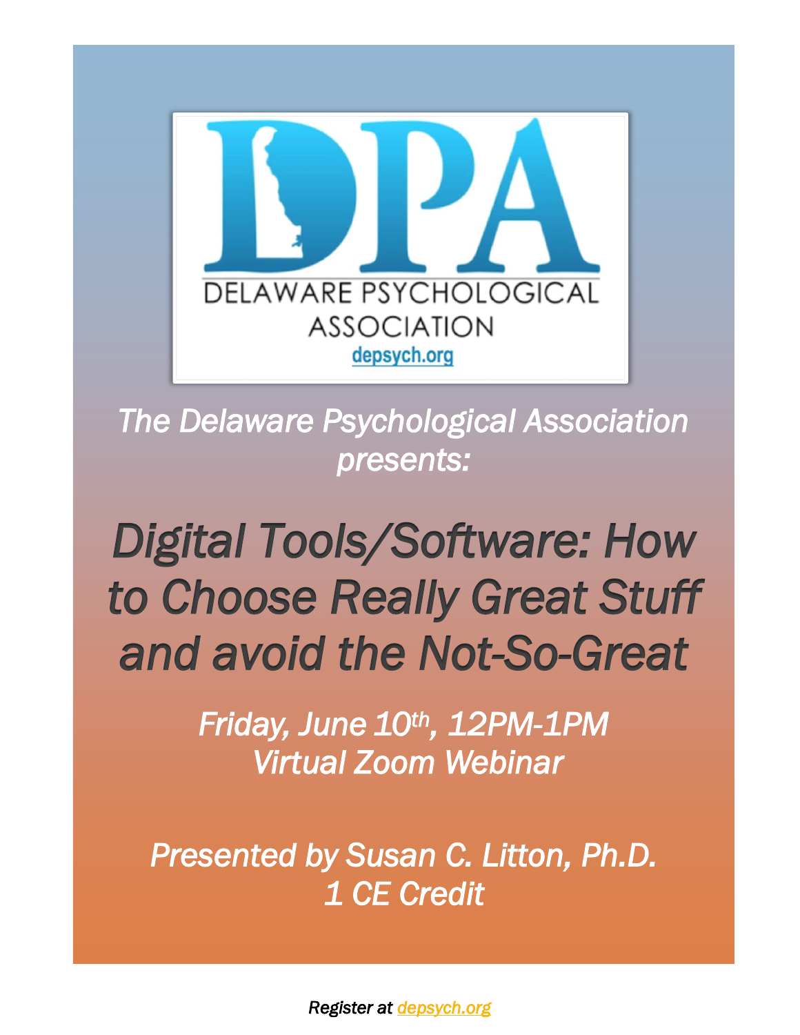DPA

DELAWARE PSYCHOLOGICAL ASSOCIATION

depsych.org

*The Delaware Psychological Association presents:*

# *Digital Tools/Software: How to Choose Really Great Stuff and avoid the Not-So-Great*

*Friday, June 10th, 12PM-1PM*
*Virtual Zoom Webinar*

*Presented by Susan C. Litton, Ph.D.*
*1 CE Credit*

*Register at depsych.org*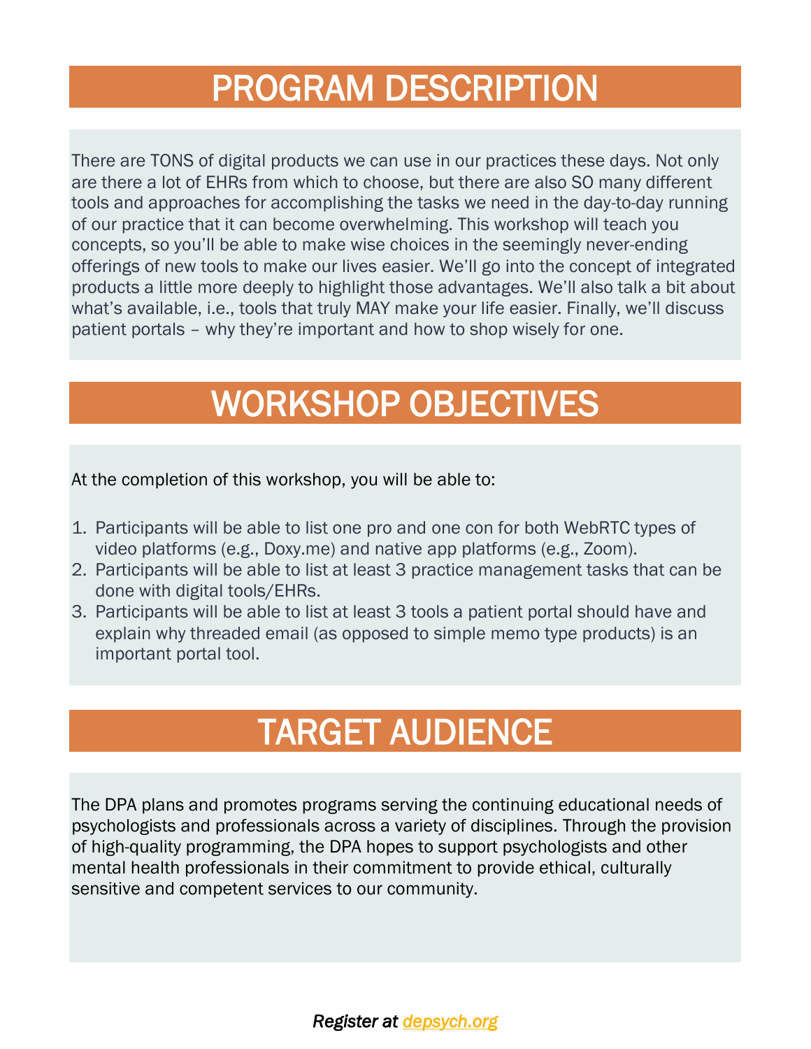# PROGRAM DESCRIPTION

There are TONS of digital products we can use in our practices these days. Not only are there a lot of EHRs from which to choose, but there are also SO many different tools and approaches for accomplishing the tasks we need in the day-to-day running of our practice that it can become overwhelming. This workshop will teach you concepts, so you'll be able to make wise choices in the seemingly never-ending offerings of new tools to make our lives easier. We'll go into the concept of integrated products a little more deeply to highlight those advantages. We'll also talk a bit about what's available, i.e., tools that truly MAY make your life easier. Finally, we'll discuss patient portals – why they're important and how to shop wisely for one.

# WORKSHOP OBJECTIVES

At the completion of this workshop, you will be able to:

1. Participants will be able to list one pro and one con for both WebRTC types of video platforms (e.g., Doxy.me) and native app platforms (e.g., Zoom).
2. Participants will be able to list at least 3 practice management tasks that can be done with digital tools/EHRs.
3. Participants will be able to list at least 3 tools a patient portal should have and explain why threaded email (as opposed to simple memo type products) is an important portal tool.

# TARGET AUDIENCE

The DPA plans and promotes programs serving the continuing educational needs of psychologists and professionals across a variety of disciplines. Through the provision of high-quality programming, the DPA hopes to support psychologists and other mental health professionals in their commitment to provide ethical, culturally sensitive and competent services to our community.

***Register at [depsych.org](depsych.org)***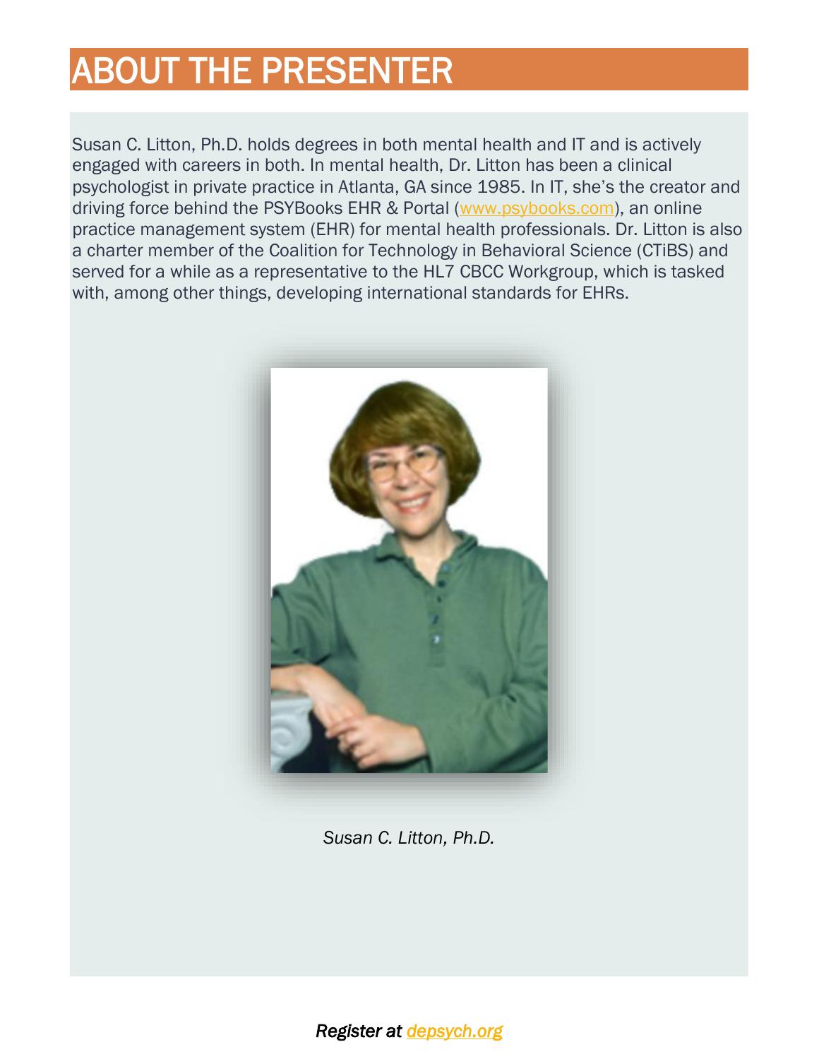# ABOUT THE PRESENTER

Susan C. Litton, Ph.D. holds degrees in both mental health and IT and is actively engaged with careers in both. In mental health, Dr. Litton has been a clinical psychologist in private practice in Atlanta, GA since 1985. In IT, she's the creator and driving force behind the PSYBooks EHR & Portal (www.psybooks.com), an online practice management system (EHR) for mental health professionals. Dr. Litton is also a charter member of the Coalition for Technology in Behavioral Science (CTiBS) and served for a while as a representative to the HL7 CBCC Workgroup, which is tasked with, among other things, developing international standards for EHRs.

*Susan C. Litton, Ph.D.*

***Register at depsych.org***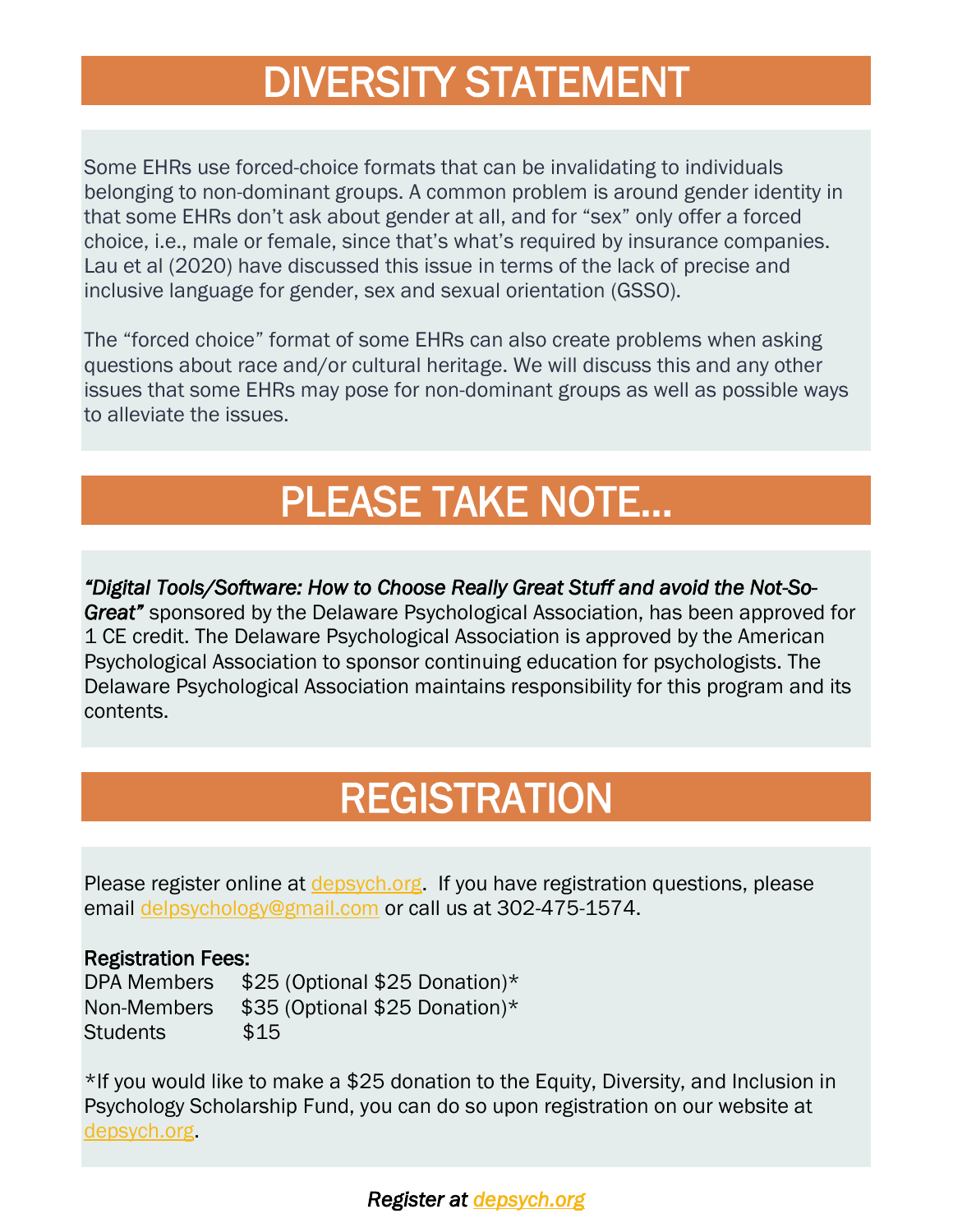# DIVERSITY STATEMENT

Some EHRs use forced-choice formats that can be invalidating to individuals belonging to non-dominant groups. A common problem is around gender identity in that some EHRs don't ask about gender at all, and for "sex" only offer a forced choice, i.e., male or female, since that's what's required by insurance companies. Lau et al (2020) have discussed this issue in terms of the lack of precise and inclusive language for gender, sex and sexual orientation (GSSO).

The "forced choice" format of some EHRs can also create problems when asking questions about race and/or cultural heritage. We will discuss this and any other issues that some EHRs may pose for non-dominant groups as well as possible ways to alleviate the issues.

# PLEASE TAKE NOTE…

*"Digital Tools/Software: How to Choose Really Great Stuff and avoid the Not-So-Great"* sponsored by the Delaware Psychological Association, has been approved for 1 CE credit. The Delaware Psychological Association is approved by the American Psychological Association to sponsor continuing education for psychologists. The Delaware Psychological Association maintains responsibility for this program and its contents.

# REGISTRATION

Please register online at depsych.org. If you have registration questions, please email delpsychology@gmail.com or call us at 302-475-1574.

**Registration Fees:**

DPA Members $25 (Optional $25 Donation)*
Non-Members $35 (Optional $25 Donation)*
Students $15

*If you would like to make a $25 donation to the Equity, Diversity, and Inclusion in Psychology Scholarship Fund, you can do so upon registration on our website at depsych.org.

***Register at depsych.org***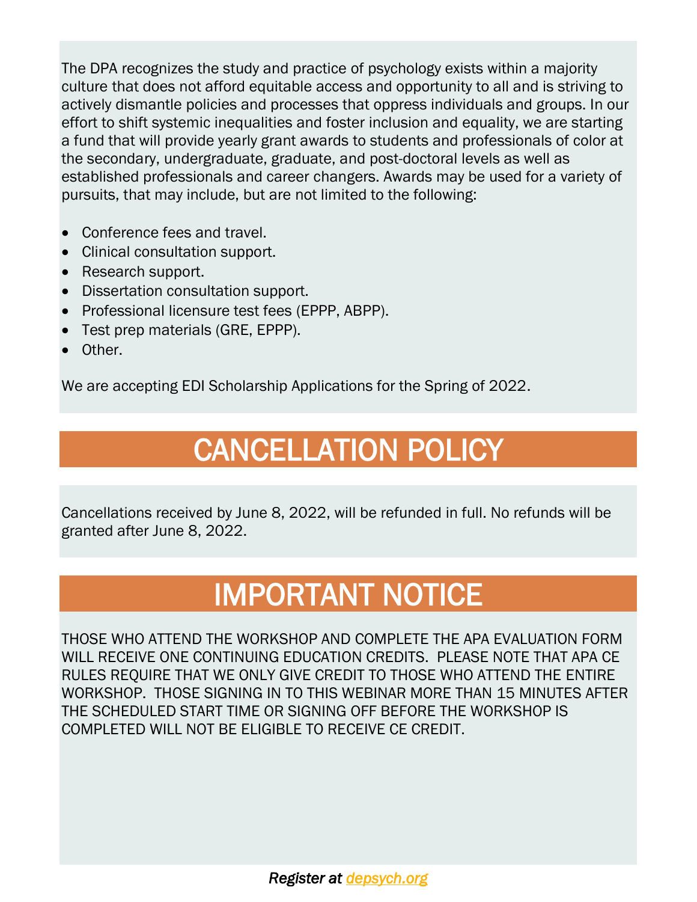The DPA recognizes the study and practice of psychology exists within a majority culture that does not afford equitable access and opportunity to all and is striving to actively dismantle policies and processes that oppress individuals and groups. In our effort to shift systemic inequalities and foster inclusion and equality, we are starting a fund that will provide yearly grant awards to students and professionals of color at the secondary, undergraduate, graduate, and post-doctoral levels as well as established professionals and career changers. Awards may be used for a variety of pursuits, that may include, but are not limited to the following:

- Conference fees and travel.
- Clinical consultation support.
- Research support.
- Dissertation consultation support.
- Professional licensure test fees (EPPP, ABPP).
- Test prep materials (GRE, EPPP).
- Other.

We are accepting EDI Scholarship Applications for the Spring of 2022.

# CANCELLATION POLICY

Cancellations received by June 8, 2022, will be refunded in full. No refunds will be granted after June 8, 2022.

# IMPORTANT NOTICE

THOSE WHO ATTEND THE WORKSHOP AND COMPLETE THE APA EVALUATION FORM WILL RECEIVE ONE CONTINUING EDUCATION CREDITS. PLEASE NOTE THAT APA CE RULES REQUIRE THAT WE ONLY GIVE CREDIT TO THOSE WHO ATTEND THE ENTIRE WORKSHOP. THOSE SIGNING IN TO THIS WEBINAR MORE THAN 15 MINUTES AFTER THE SCHEDULED START TIME OR SIGNING OFF BEFORE THE WORKSHOP IS COMPLETED WILL NOT BE ELIGIBLE TO RECEIVE CE CREDIT.

***Register at depsych.org***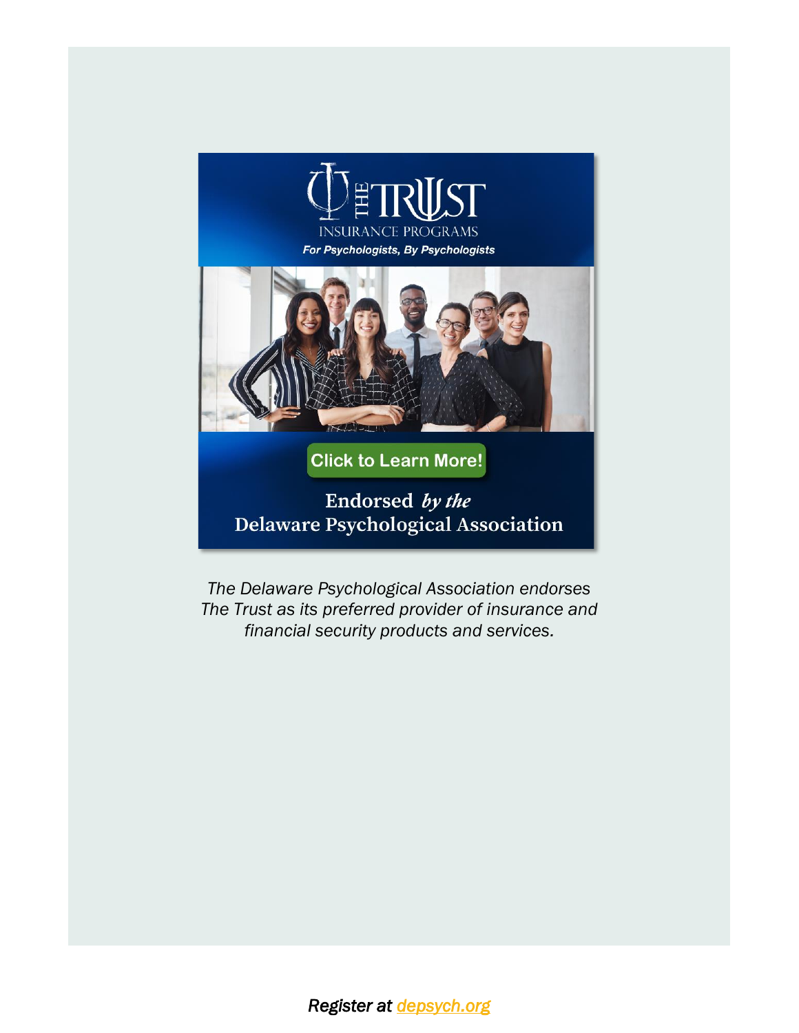THE TRUST

INSURANCE PROGRAMS

*For Psychologists, By Psychologists*

Click to Learn More!

Endorsed *by the* Delaware Psychological Association

*The Delaware Psychological Association endorses The Trust as its preferred provider of insurance and financial security products and services.*

*Register at depsych.org*